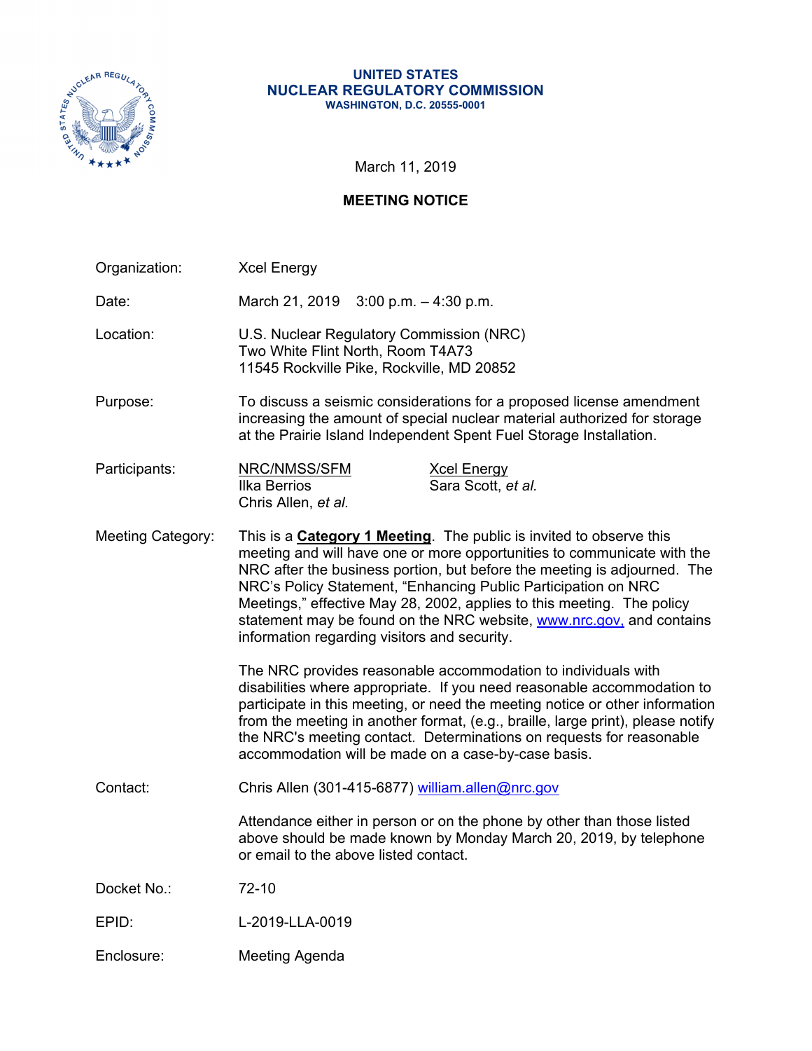**UNITED STATES**
**NUCLEAR REGULATORY COMMISSION**
**WASHINGTON, D.C. 20555-0001**

March 11, 2019

# MEETING NOTICE

| | | |
|---|---|---|
| Organization: | Xcel Energy | |
| Date: | March 21, 2019 3:00 p.m. – 4:30 p.m. | |
| Location: | U.S. Nuclear Regulatory Commission (NRC)<br>Two White Flint North, Room T4A73<br>11545 Rockville Pike, Rockville, MD 20852 | |
| Purpose: | To discuss a seismic considerations for a proposed license amendment increasing the amount of special nuclear material authorized for storage at the Prairie Island Independent Spent Fuel Storage Installation. | |
| Participants: | NRC/NMSS/SFM<br>Ilka Berrios<br>Chris Allen, *et al.* | Xcel Energy<br>Sara Scott, *et al.* |

Meeting Category: This is a **Category 1 Meeting**. The public is invited to observe this meeting and will have one or more opportunities to communicate with the NRC after the business portion, but before the meeting is adjourned. The NRC's Policy Statement, "Enhancing Public Participation on NRC Meetings," effective May 28, 2002, applies to this meeting. The policy statement may be found on the NRC website, www.nrc.gov, and contains information regarding visitors and security.

The NRC provides reasonable accommodation to individuals with disabilities where appropriate. If you need reasonable accommodation to participate in this meeting, or need the meeting notice or other information from the meeting in another format, (e.g., braille, large print), please notify the NRC's meeting contact. Determinations on requests for reasonable accommodation will be made on a case-by-case basis.

Contact: Chris Allen (301-415-6877) william.allen@nrc.gov

Attendance either in person or on the phone by other than those listed above should be made known by Monday March 20, 2019, by telephone or email to the above listed contact.

Docket No.: 72-10

EPID: L-2019-LLA-0019

Enclosure: Meeting Agenda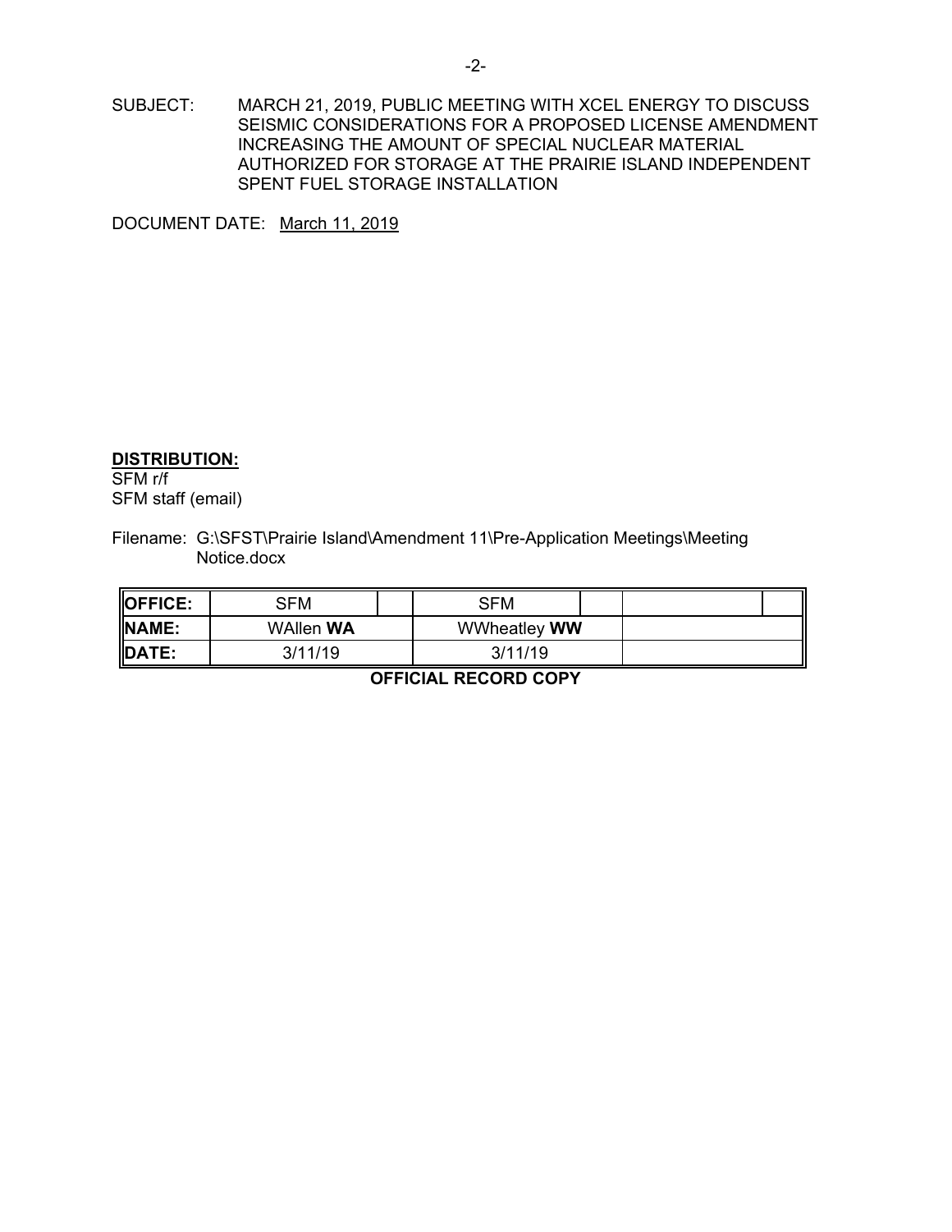SUBJECT: MARCH 21, 2019, PUBLIC MEETING WITH XCEL ENERGY TO DISCUSS SEISMIC CONSIDERATIONS FOR A PROPOSED LICENSE AMENDMENT INCREASING THE AMOUNT OF SPECIAL NUCLEAR MATERIAL AUTHORIZED FOR STORAGE AT THE PRAIRIE ISLAND INDEPENDENT SPENT FUEL STORAGE INSTALLATION

DOCUMENT DATE: March 11, 2019

**DISTRIBUTION:**
SFM r/f
SFM staff (email)

Filename: G:\SFST\Prairie Island\Amendment 11\Pre-Application Meetings\Meeting Notice.docx

| **OFFICE:** | SFM | SFM | |
|---|---|---|---|
| **NAME:** | WAllen **WA** | WWheatley **WW** | |
| **DATE:** | 3/11/19 | 3/11/19 | |

**OFFICIAL RECORD COPY**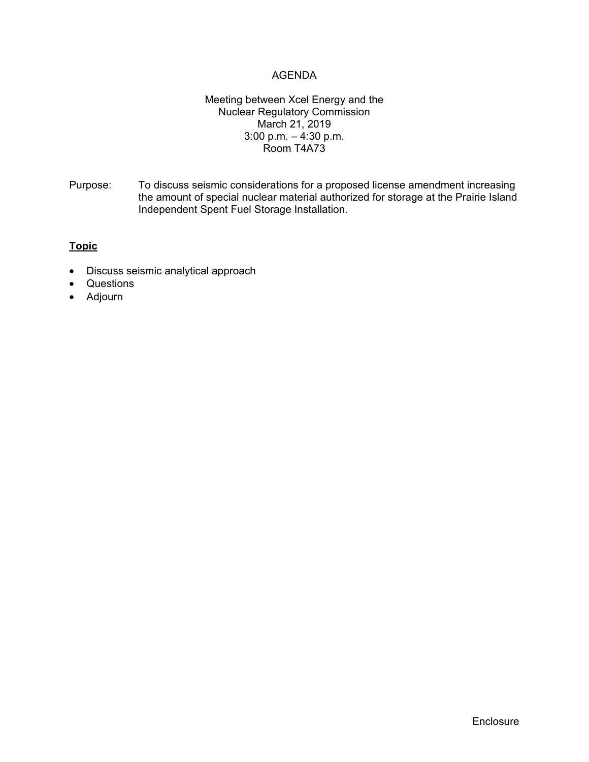# AGENDA

Meeting between Xcel Energy and the
Nuclear Regulatory Commission
March 21, 2019
3:00 p.m. – 4:30 p.m.
Room T4A73

Purpose: To discuss seismic considerations for a proposed license amendment increasing the amount of special nuclear material authorized for storage at the Prairie Island Independent Spent Fuel Storage Installation.

**Topic**

- Discuss seismic analytical approach
- Questions
- Adjourn

Enclosure